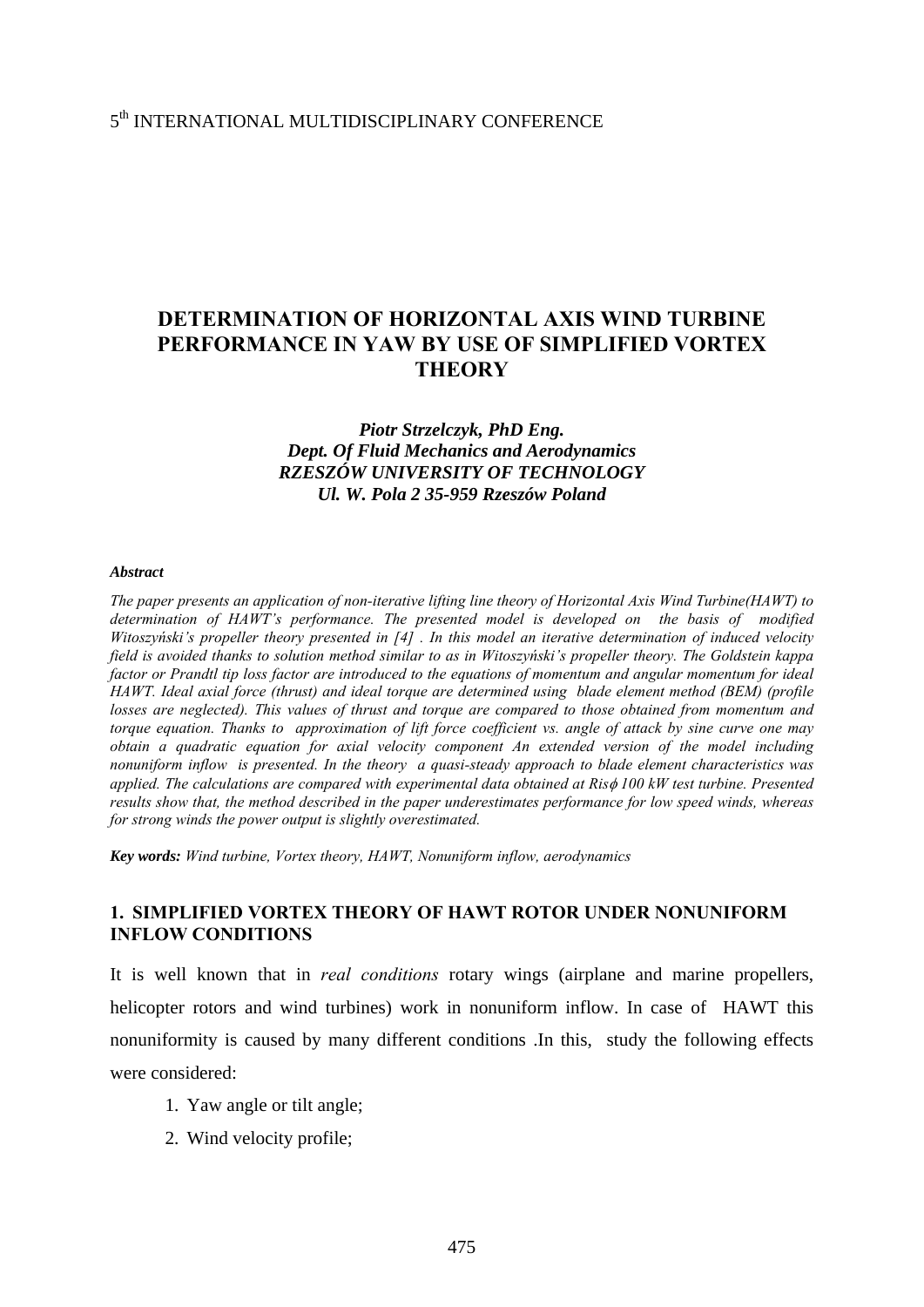5th INTERNATIONAL MULTIDISCIPLINARY CONFERENCE

# DETERMINATION OF HORIZONTAL AXIS WIND TURBINE PERFORMANCE IN YAW BY USE OF SIMPLIFIED VORTEX THEORY

***Piotr Strzelczyk, PhD Eng.***
***Dept. Of Fluid Mechanics and Aerodynamics***
***RZESZÓW UNIVERSITY OF TECHNOLOGY***
***Ul. W. Pola 2 35-959 Rzeszów Poland***

***Abstract***

*The paper presents an application of non-iterative lifting line theory of Horizontal Axis Wind Turbine(HAWT) to determination of HAWT's performance. The presented model is developed on the basis of modified Witoszyński's propeller theory presented in [4] . In this model an iterative determination of induced velocity field is avoided thanks to solution method similar to as in Witoszyński's propeller theory. The Goldstein kappa factor or Prandtl tip loss factor are introduced to the equations of momentum and angular momentum for ideal HAWT. Ideal axial force (thrust) and ideal torque are determined using blade element method (BEM) (profile losses are neglected). This values of thrust and torque are compared to those obtained from momentum and torque equation. Thanks to approximation of lift force coefficient vs. angle of attack by sine curve one may obtain a quadratic equation for axial velocity component An extended version of the model including nonuniform inflow is presented. In the theory a quasi-steady approach to blade element characteristics was applied. The calculations are compared with experimental data obtained at Risϕ 100 kW test turbine. Presented results show that, the method described in the paper underestimates performance for low speed winds, whereas for strong winds the power output is slightly overestimated.*

***Key words:*** *Wind turbine, Vortex theory, HAWT, Nonuniform inflow, aerodynamics*

## 1. SIMPLIFIED VORTEX THEORY OF HAWT ROTOR UNDER NONUNIFORM INFLOW CONDITIONS

It is well known that in *real conditions* rotary wings (airplane and marine propellers, helicopter rotors and wind turbines) work in nonuniform inflow. In case of HAWT this nonuniformity is caused by many different conditions .In this, study the following effects were considered:

1. Yaw angle or tilt angle;
2. Wind velocity profile;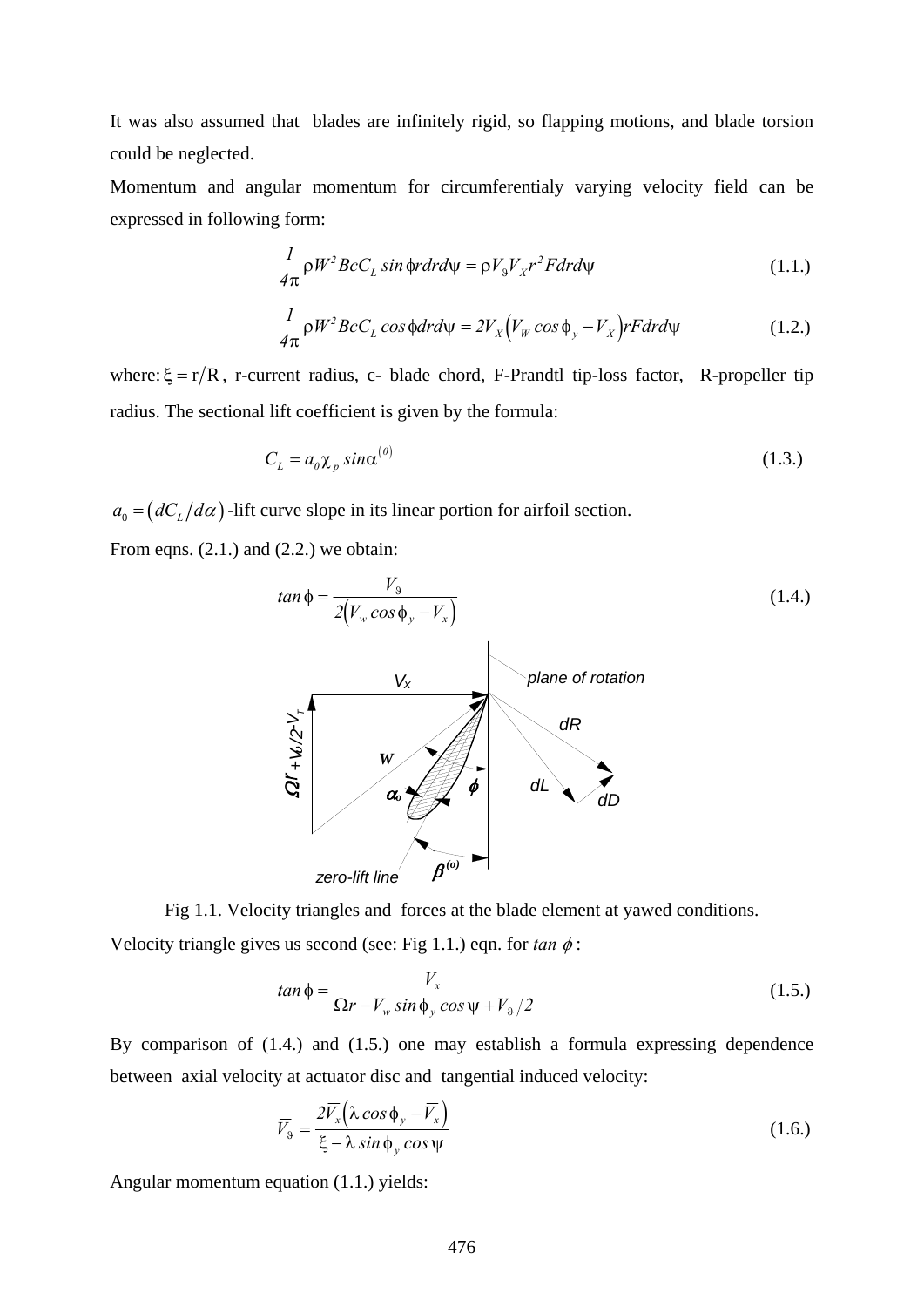It was also assumed that blades are infinitely rigid, so flapping motions, and blade torsion could be neglected.

Momentum and angular momentum for circumferentialy varying velocity field can be expressed in following form:

$$\frac{1}{4\pi}\rho W^2 BcC_L \sin\phi r dr d\psi = \rho V_\vartheta V_X r^2 F dr d\psi \tag{1.1.}$$

$$\frac{1}{4\pi}\rho W^2 BcC_L \cos\phi dr d\psi = 2V_X\left(V_W \cos\phi_y - V_X\right) rF dr d\psi \tag{1.2.}$$

where: $\xi = r/R$, r-current radius, c- blade chord, F-Prandtl tip-loss factor, R-propeller tip radius. The sectional lift coefficient is given by the formula:

$$C_L = a_0 \chi_p \sin\alpha^{(0)} \tag{1.3.}$$

$a_0 = \left(dC_L/d\alpha\right)$ -lift curve slope in its linear portion for airfoil section.

From eqns. (2.1.) and (2.2.) we obtain:

$$\tan\phi = \frac{V_\vartheta}{2\left(V_w \cos\phi_y - V_x\right)} \tag{1.4.}$$

Fig 1.1. Velocity triangles and forces at the blade element at yawed conditions.

Velocity triangle gives us second (see: Fig 1.1.) eqn. for $\tan\phi$:

$$\tan\phi = \frac{V_x}{\Omega r - V_w \sin\phi_y \cos\psi + V_\vartheta/2} \tag{1.5.}$$

By comparison of (1.4.) and (1.5.) one may establish a formula expressing dependence between axial velocity at actuator disc and tangential induced velocity:

$$\overline{V}_\vartheta = \frac{2\overline{V}_x\left(\lambda \cos\phi_y - \overline{V}_x\right)}{\xi - \lambda \sin\phi_y \cos\psi} \tag{1.6.}$$

Angular momentum equation (1.1.) yields: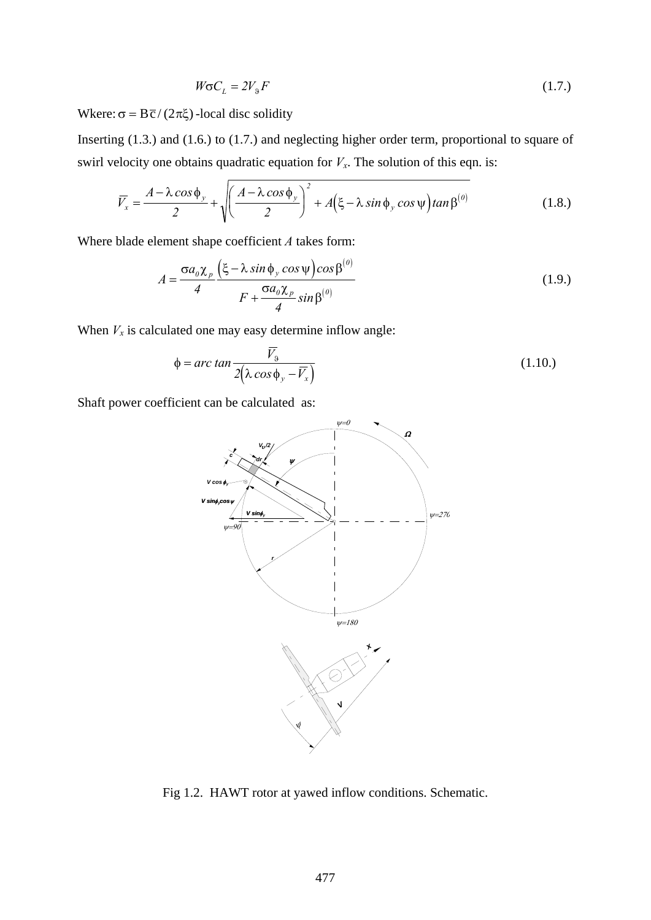$$W\sigma C_L = 2V_\vartheta F \tag{1.7.}$$

Wkere: $\sigma = B\overline{c}/(2\pi\xi)$ -local disc solidity

Inserting (1.3.) and (1.6.) to (1.7.) and neglecting higher order term, proportional to square of swirl velocity one obtains quadratic equation for $V_x$. The solution of this eqn. is:

$$\overline{V}_x = \frac{A - \lambda \cos\phi_y}{2} + \sqrt{\left(\frac{A - \lambda \cos\phi_y}{2}\right)^2 + A\left(\xi - \lambda \sin\phi_y \cos\psi\right)\tan\beta^{(0)}} \tag{1.8.}$$

Where blade element shape coefficient $A$ takes form:

$$A = \frac{\sigma a_0 \chi_p}{4} \frac{\left(\xi - \lambda \sin\phi_y \cos\psi\right)\cos\beta^{(0)}}{F + \frac{\sigma a_0 \chi_p}{4}\sin\beta^{(0)}} \tag{1.9.}$$

When $V_x$ is calculated one may easy determine inflow angle:

$$\phi = arc\tan\frac{\overline{V}_\vartheta}{2\left(\lambda\cos\phi_y - \overline{V}_x\right)} \tag{1.10.}$$

Shaft power coefficient can be calculated as:

Fig 1.2. HAWT rotor at yawed inflow conditions. Schematic.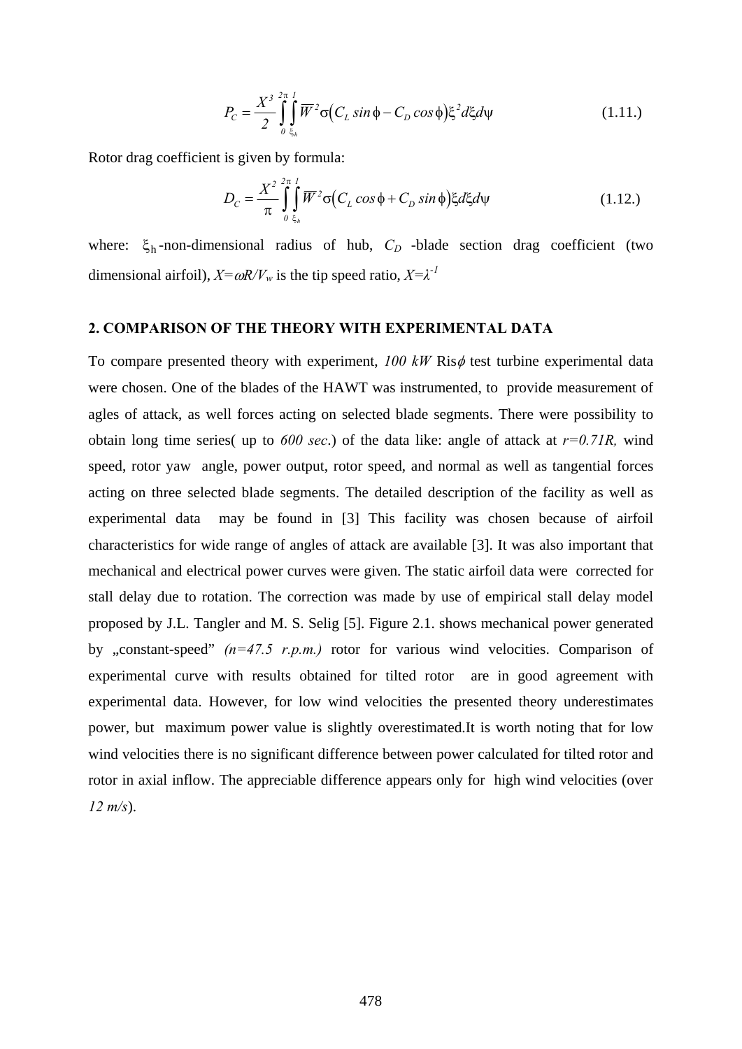$$P_C = \frac{X^3}{2} \int_0^{2\pi} \int_{\xi_h}^{1} \overline{W}^2 \sigma \left( C_L \sin\phi - C_D \cos\phi \right) \xi^2 d\xi d\psi \tag{1.11.}$$

Rotor drag coefficient is given by formula:

$$D_C = \frac{X^2}{\pi} \int_0^{2\pi} \int_{\xi_h}^{1} \overline{W}^2 \sigma \left( C_L \cos\phi + C_D \sin\phi \right) \xi d\xi d\psi \tag{1.12.}$$

where: $\xi_h$ -non-dimensional radius of hub, $C_D$ -blade section drag coefficient (two dimensional airfoil), $X=\omega R/V_w$ is the tip speed ratio, $X=\lambda^{-1}$

## 2. COMPARISON OF THE THEORY WITH EXPERIMENTAL DATA

To compare presented theory with experiment, *100 kW* Ris$\phi$ test turbine experimental data were chosen. One of the blades of the HAWT was instrumented, to provide measurement of agles of attack, as well forces acting on selected blade segments. There were possibility to obtain long time series( up to *600 sec*.) of the data like: angle of attack at $r=0.71R$, wind speed, rotor yaw angle, power output, rotor speed, and normal as well as tangential forces acting on three selected blade segments. The detailed description of the facility as well as experimental data may be found in [3] This facility was chosen because of airfoil characteristics for wide range of angles of attack are available [3]. It was also important that mechanical and electrical power curves were given. The static airfoil data were corrected for stall delay due to rotation. The correction was made by use of empirical stall delay model proposed by J.L. Tangler and M. S. Selig [5]. Figure 2.1. shows mechanical power generated by „constant-speed" *(n=47.5 r.p.m.)* rotor for various wind velocities. Comparison of experimental curve with results obtained for tilted rotor are in good agreement with experimental data. However, for low wind velocities the presented theory underestimates power, but maximum power value is slightly overestimated.It is worth noting that for low wind velocities there is no significant difference between power calculated for tilted rotor and rotor in axial inflow. The appreciable difference appears only for high wind velocities (over *12 m/s*).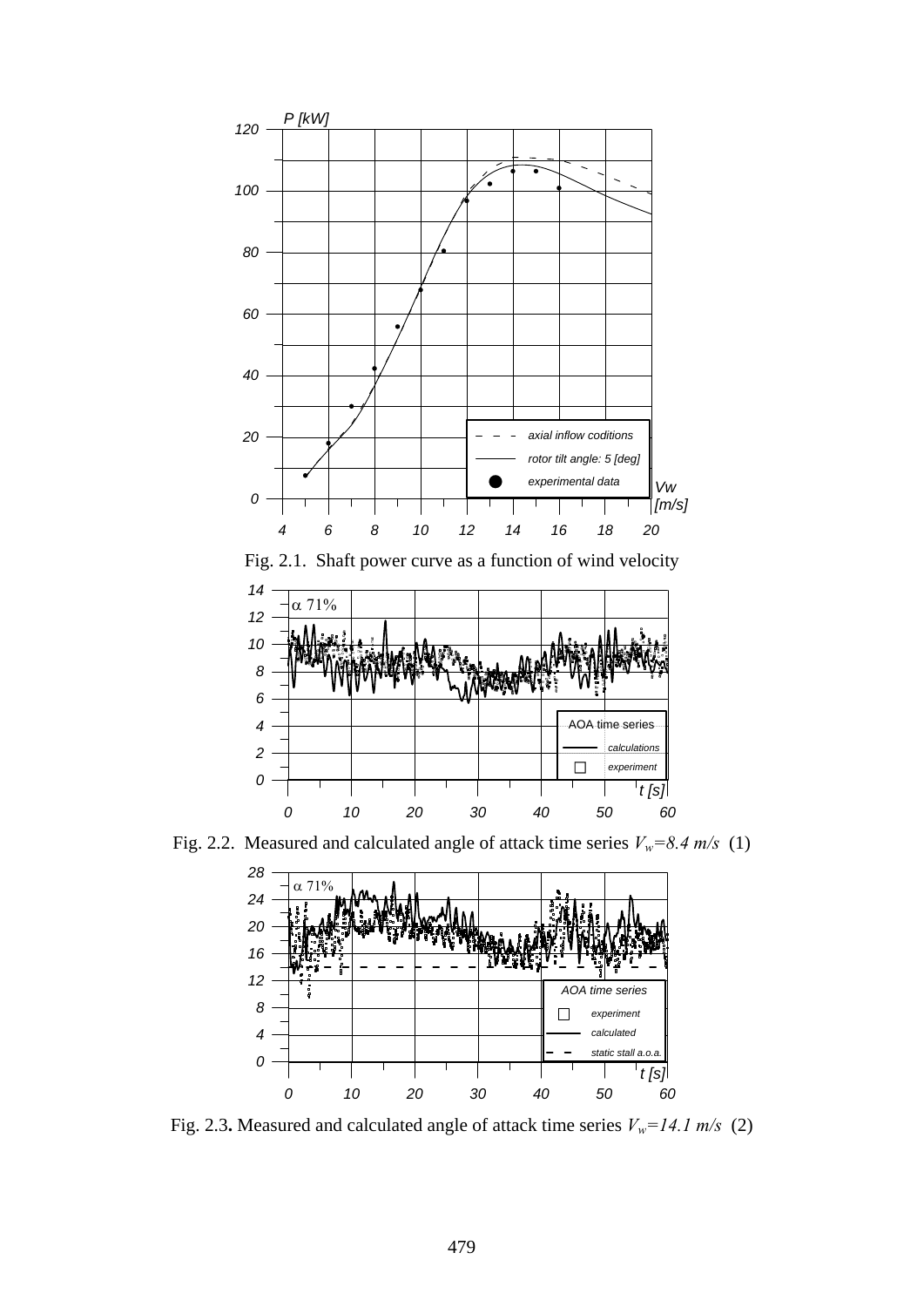Fig. 2.1. Shaft power curve as a function of wind velocity

Fig. 2.2. Measured and calculated angle of attack time series $V_w=8.4\ m/s$ (1)

Fig. 2.3. Measured and calculated angle of attack time series $V_w=14.1\ m/s$ (2)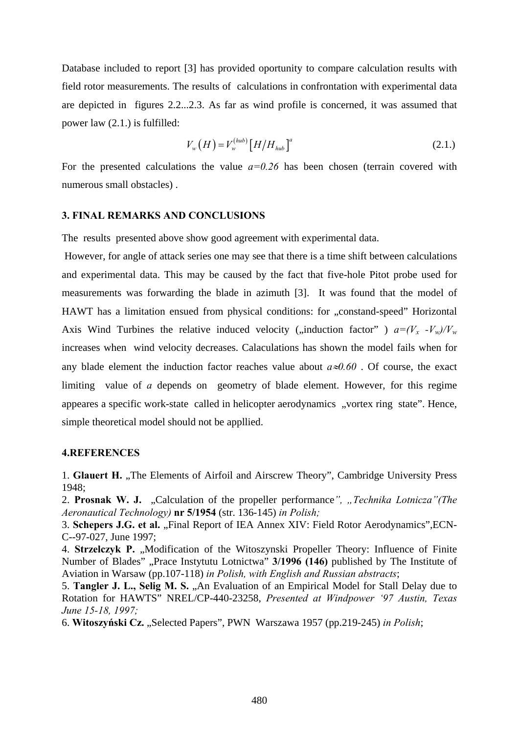Database included to report [3] has provided oportunity to compare calculation results with field rotor measurements. The results of calculations in confrontation with experimental data are depicted in figures 2.2...2.3. As far as wind profile is concerned, it was assumed that power law (2.1.) is fulfilled:

$$V_w\left(H\right) = V_w^{(hub)}\left[H/H_{hub}\right]^a \tag{2.1.}$$

For the presented calculations the value *a=0.26* has been chosen (terrain covered with numerous small obstacles) .

## 3. FINAL REMARKS AND CONCLUSIONS

The results presented above show good agreement with experimental data.

However, for angle of attack series one may see that there is a time shift between calculations and experimental data. This may be caused by the fact that five-hole Pitot probe used for measurements was forwarding the blade in azimuth [3]. It was found that the model of HAWT has a limitation ensued from physical conditions: for „constand-speed" Horizontal Axis Wind Turbines the relative induced velocity („induction factor" ) $a=(V_x - V_w)/V_w$ increases when wind velocity decreases. Calaculations has shown the model fails when for any blade element the induction factor reaches value about $a \approx 0.60$ . Of course, the exact limiting value of $a$ depends on geometry of blade element. However, for this regime appeares a specific work-state called in helicopter aerodynamics „vortex ring state". Hence, simple theoretical model should not be appllied.

## 4.REFERENCES

1. **Glauert H.** „The Elements of Airfoil and Airscrew Theory", Cambridge University Press 1948;
2. **Prosnak W. J.** „Calculation of the propeller performance*", „Technika Lotnicza"(The Aeronautical Technology)* **nr 5/1954** (str. 136-145) *in Polish;*
3. **Schepers J.G. et al.** „Final Report of IEA Annex XIV: Field Rotor Aerodynamics",ECN-C--97-027, June 1997;
4. **Strzelczyk P.** „Modification of the Witoszynski Propeller Theory: Influence of Finite Number of Blades" „Prace Instytutu Lotnictwa" **3/1996 (146)** published by The Institute of Aviation in Warsaw (pp.107-118) *in Polish, with English and Russian abstracts*;
5. **Tangler J. L., Selig M. S.** „An Evaluation of an Empirical Model for Stall Delay due to Rotation for HAWTS" NREL/CP-440-23258, *Presented at Windpower '97 Austin, Texas June 15-18, 1997;*
6. **Witoszyński Cz.** „Selected Papers", PWN Warszawa 1957 (pp.219-245) *in Polish*;